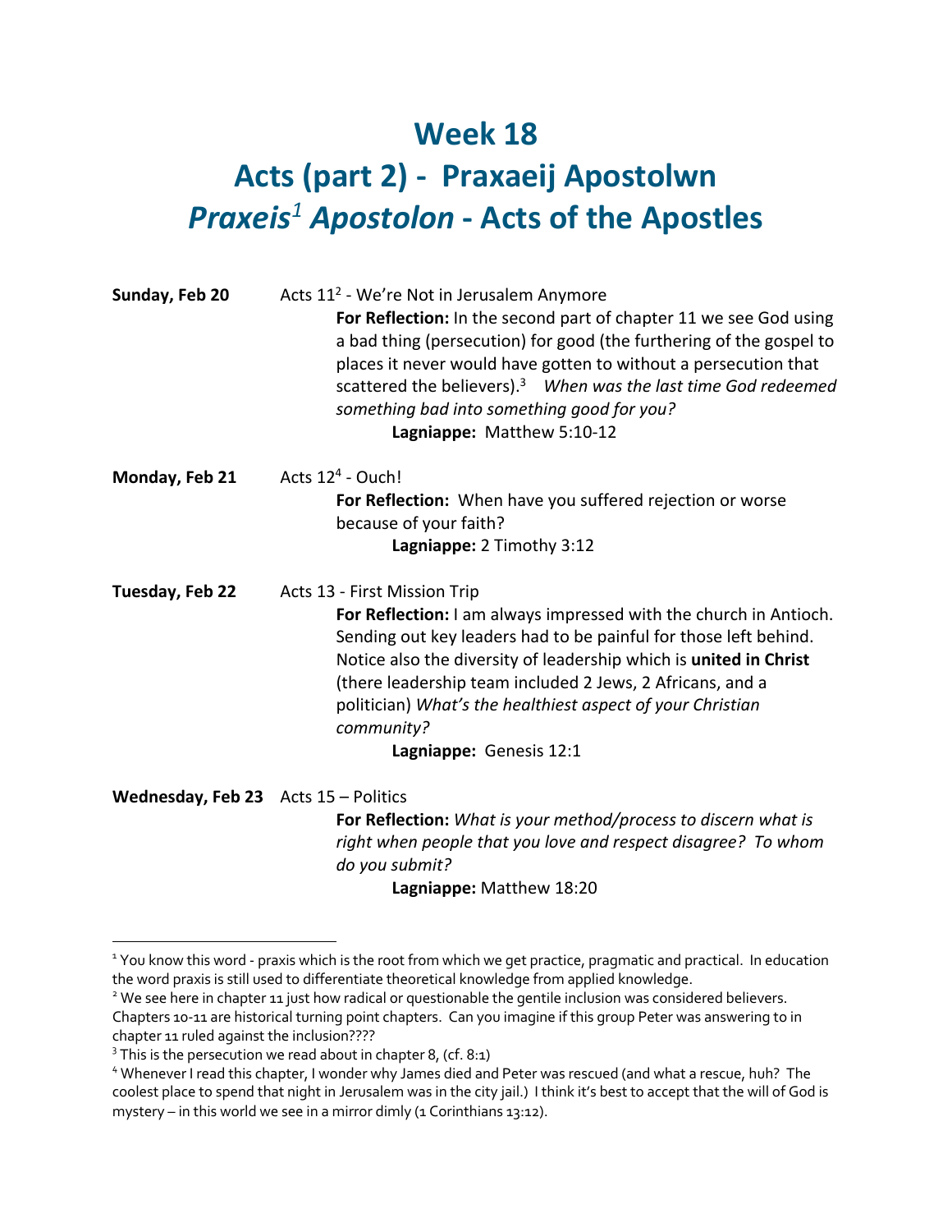# Week 18

# Acts (part 2) - Praxaeij Apostolwn

# *Praxeis*[1] *Apostolon* - Acts of the Apostles

**Sunday, Feb 20** Acts 11[2] - We're Not in Jerusalem Anymore

**For Reflection:** In the second part of chapter 11 we see God using a bad thing (persecution) for good (the furthering of the gospel to places it never would have gotten to without a persecution that scattered the believers).[3] *When was the last time God redeemed something bad into something good for you?*

**Lagniappe:** Matthew 5:10-12

**Monday, Feb 21** Acts 12[4] - Ouch!

**For Reflection:** When have you suffered rejection or worse because of your faith?

**Lagniappe:** 2 Timothy 3:12

**Tuesday, Feb 22** Acts 13 - First Mission Trip

**For Reflection:** I am always impressed with the church in Antioch. Sending out key leaders had to be painful for those left behind. Notice also the diversity of leadership which is **united in Christ** (there leadership team included 2 Jews, 2 Africans, and a politician) *What's the healthiest aspect of your Christian community?*

**Lagniappe:** Genesis 12:1

**Wednesday, Feb 23** Acts 15 – Politics

**For Reflection:** *What is your method/process to discern what is right when people that you love and respect disagree? To whom do you submit?*

**Lagniappe:** Matthew 18:20

---

[1] You know this word - praxis which is the root from which we get practice, pragmatic and practical. In education the word praxis is still used to differentiate theoretical knowledge from applied knowledge.

[2] We see here in chapter 11 just how radical or questionable the gentile inclusion was considered believers. Chapters 10-11 are historical turning point chapters. Can you imagine if this group Peter was answering to in chapter 11 ruled against the inclusion????

[3] This is the persecution we read about in chapter 8, (cf. 8:1)

[4] Whenever I read this chapter, I wonder why James died and Peter was rescued (and what a rescue, huh? The coolest place to spend that night in Jerusalem was in the city jail.) I think it's best to accept that the will of God is mystery – in this world we see in a mirror dimly (1 Corinthians 13:12).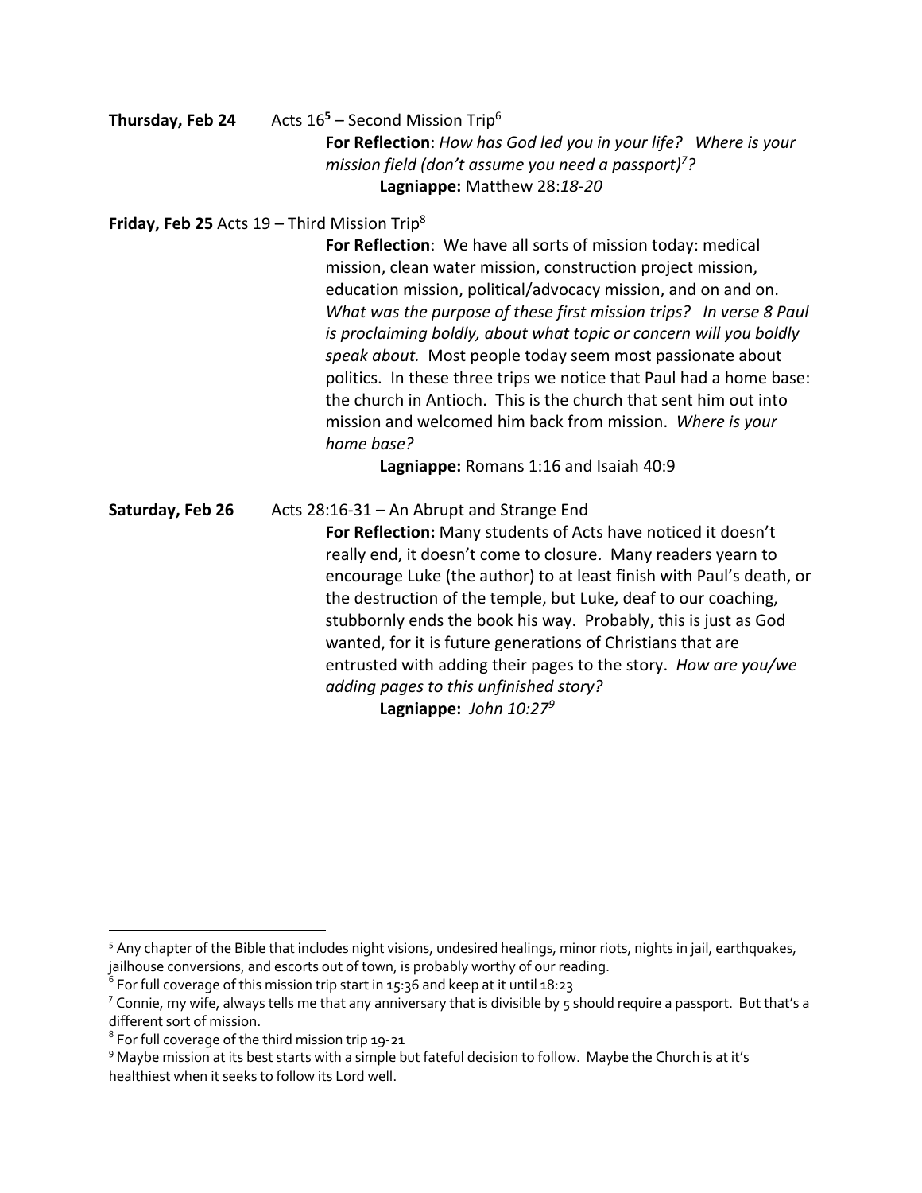**Thursday, Feb 24** Acts 16[5] – Second Mission Trip[6]

**For Reflection**: *How has God led you in your life? Where is your mission field (don't assume you need a passport)[7]?*

**Lagniappe:** Matthew 28:*18-20*

**Friday, Feb 25** Acts 19 – Third Mission Trip[8]

**For Reflection**: We have all sorts of mission today: medical mission, clean water mission, construction project mission, education mission, political/advocacy mission, and on and on. *What was the purpose of these first mission trips? In verse 8 Paul is proclaiming boldly, about what topic or concern will you boldly speak about.* Most people today seem most passionate about politics. In these three trips we notice that Paul had a home base: the church in Antioch. This is the church that sent him out into mission and welcomed him back from mission. *Where is your home base?*

**Lagniappe:** Romans 1:16 and Isaiah 40:9

**Saturday, Feb 26** Acts 28:16-31 – An Abrupt and Strange End

**For Reflection:** Many students of Acts have noticed it doesn't really end, it doesn't come to closure. Many readers yearn to encourage Luke (the author) to at least finish with Paul's death, or the destruction of the temple, but Luke, deaf to our coaching, stubbornly ends the book his way. Probably, this is just as God wanted, for it is future generations of Christians that are entrusted with adding their pages to the story. *How are you/we adding pages to this unfinished story?*

**Lagniappe:** *John 10:27*[9]

---

[5] Any chapter of the Bible that includes night visions, undesired healings, minor riots, nights in jail, earthquakes, jailhouse conversions, and escorts out of town, is probably worthy of our reading.

[6] For full coverage of this mission trip start in 15:36 and keep at it until 18:23

[7] Connie, my wife, always tells me that any anniversary that is divisible by 5 should require a passport. But that's a different sort of mission.

[8] For full coverage of the third mission trip 19-21

[9] Maybe mission at its best starts with a simple but fateful decision to follow. Maybe the Church is at it's healthiest when it seeks to follow its Lord well.